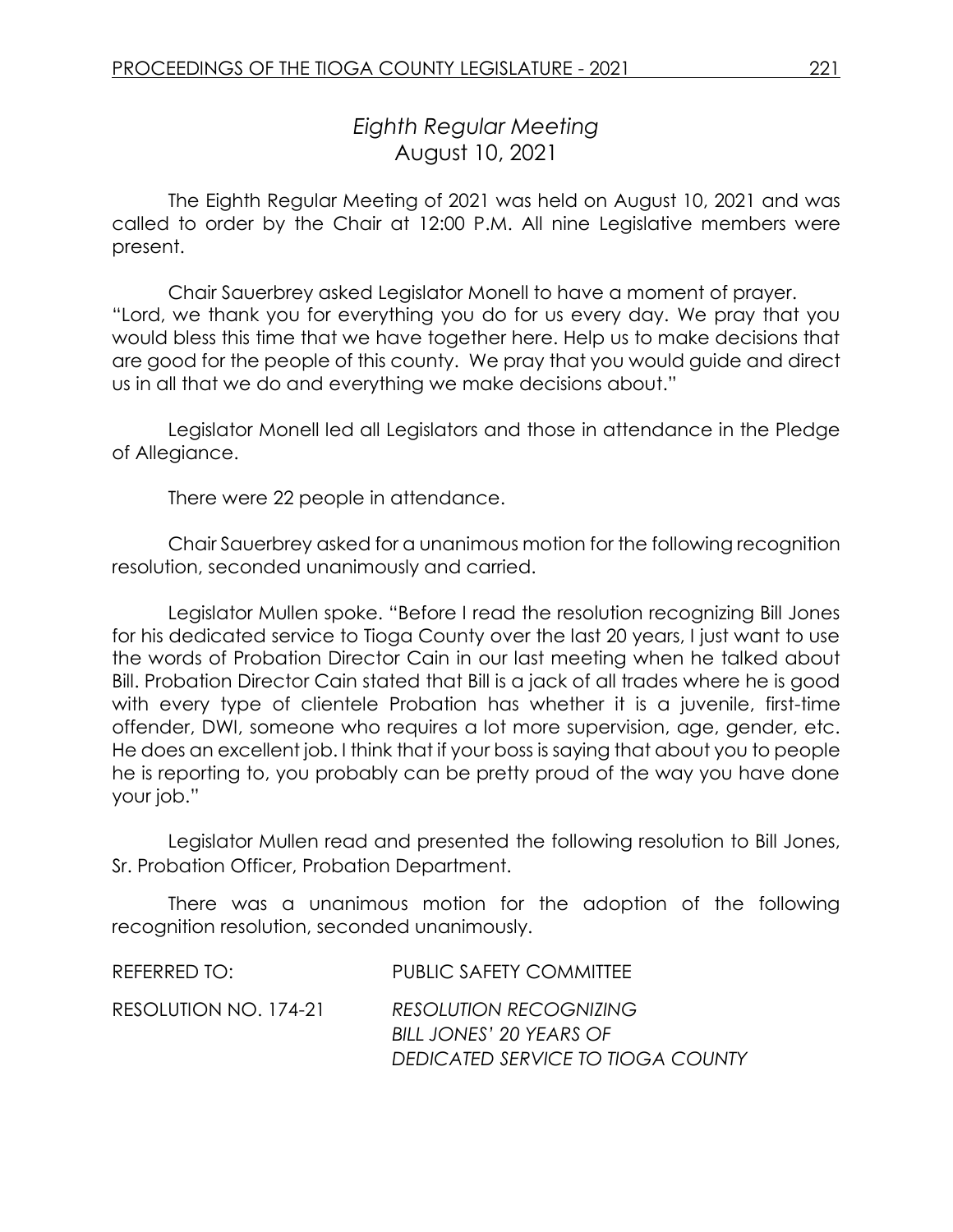# *Eighth Regular Meeting*
## August 10, 2021

The Eighth Regular Meeting of 2021 was held on August 10, 2021 and was called to order by the Chair at 12:00 P.M. All nine Legislative members were present.

Chair Sauerbrey asked Legislator Monell to have a moment of prayer. "Lord, we thank you for everything you do for us every day. We pray that you would bless this time that we have together here. Help us to make decisions that are good for the people of this county. We pray that you would guide and direct us in all that we do and everything we make decisions about."

Legislator Monell led all Legislators and those in attendance in the Pledge of Allegiance.

There were 22 people in attendance.

Chair Sauerbrey asked for a unanimous motion for the following recognition resolution, seconded unanimously and carried.

Legislator Mullen spoke. "Before I read the resolution recognizing Bill Jones for his dedicated service to Tioga County over the last 20 years, I just want to use the words of Probation Director Cain in our last meeting when he talked about Bill. Probation Director Cain stated that Bill is a jack of all trades where he is good with every type of clientele Probation has whether it is a juvenile, first-time offender, DWI, someone who requires a lot more supervision, age, gender, etc. He does an excellent job. I think that if your boss is saying that about you to people he is reporting to, you probably can be pretty proud of the way you have done your job."

Legislator Mullen read and presented the following resolution to Bill Jones, Sr. Probation Officer, Probation Department.

There was a unanimous motion for the adoption of the following recognition resolution, seconded unanimously.

REFERRED TO: PUBLIC SAFETY COMMITTEE

RESOLUTION NO. 174-21 *RESOLUTION RECOGNIZING BILL JONES' 20 YEARS OF DEDICATED SERVICE TO TIOGA COUNTY*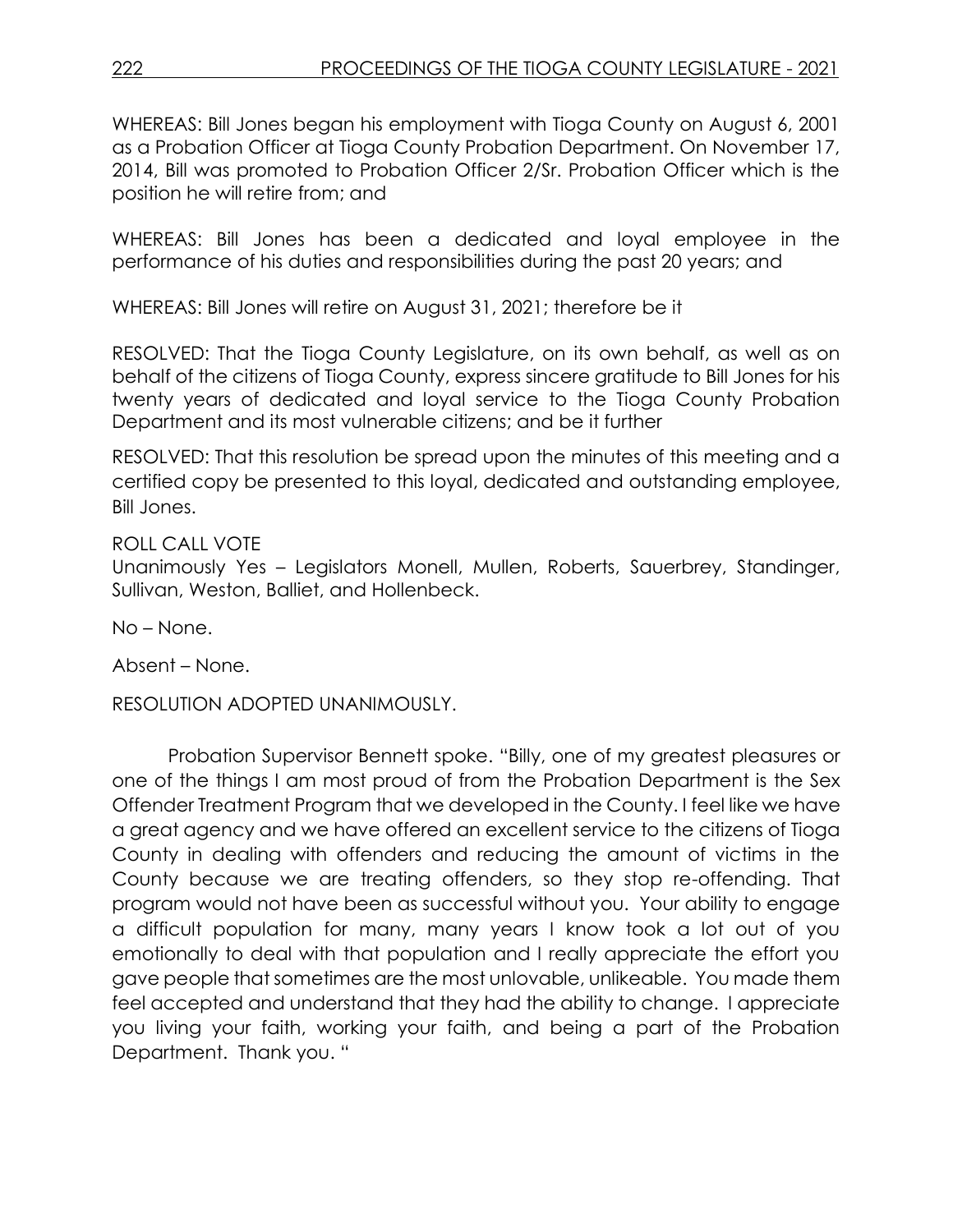WHEREAS: Bill Jones began his employment with Tioga County on August 6, 2001 as a Probation Officer at Tioga County Probation Department. On November 17, 2014, Bill was promoted to Probation Officer 2/Sr. Probation Officer which is the position he will retire from; and

WHEREAS: Bill Jones has been a dedicated and loyal employee in the performance of his duties and responsibilities during the past 20 years; and

WHEREAS: Bill Jones will retire on August 31, 2021; therefore be it

RESOLVED: That the Tioga County Legislature, on its own behalf, as well as on behalf of the citizens of Tioga County, express sincere gratitude to Bill Jones for his twenty years of dedicated and loyal service to the Tioga County Probation Department and its most vulnerable citizens; and be it further

RESOLVED: That this resolution be spread upon the minutes of this meeting and a certified copy be presented to this loyal, dedicated and outstanding employee, Bill Jones.

ROLL CALL VOTE
Unanimously Yes – Legislators Monell, Mullen, Roberts, Sauerbrey, Standinger, Sullivan, Weston, Balliet, and Hollenbeck.

No – None.

Absent – None.

RESOLUTION ADOPTED UNANIMOUSLY.

Probation Supervisor Bennett spoke. "Billy, one of my greatest pleasures or one of the things I am most proud of from the Probation Department is the Sex Offender Treatment Program that we developed in the County. I feel like we have a great agency and we have offered an excellent service to the citizens of Tioga County in dealing with offenders and reducing the amount of victims in the County because we are treating offenders, so they stop re-offending. That program would not have been as successful without you. Your ability to engage a difficult population for many, many years I know took a lot out of you emotionally to deal with that population and I really appreciate the effort you gave people that sometimes are the most unlovable, unlikeable. You made them feel accepted and understand that they had the ability to change. I appreciate you living your faith, working your faith, and being a part of the Probation Department. Thank you. "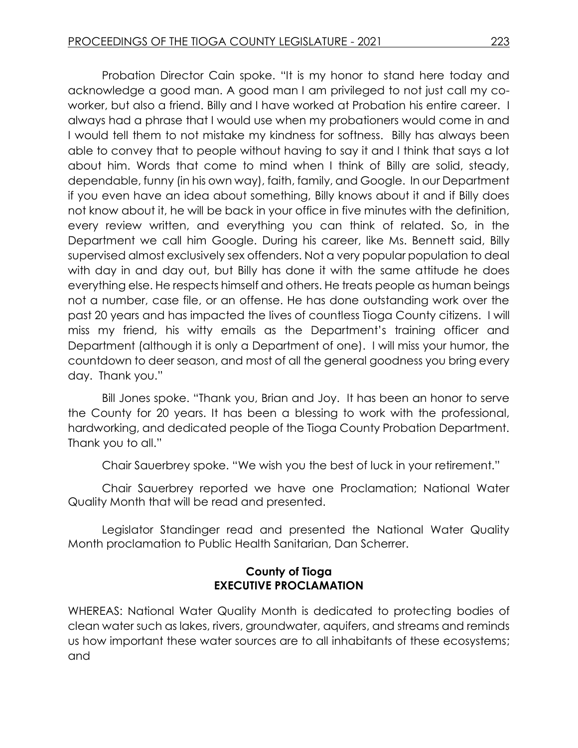Probation Director Cain spoke. "It is my honor to stand here today and acknowledge a good man. A good man I am privileged to not just call my co-worker, but also a friend. Billy and I have worked at Probation his entire career. I always had a phrase that I would use when my probationers would come in and I would tell them to not mistake my kindness for softness. Billy has always been able to convey that to people without having to say it and I think that says a lot about him. Words that come to mind when I think of Billy are solid, steady, dependable, funny (in his own way), faith, family, and Google. In our Department if you even have an idea about something, Billy knows about it and if Billy does not know about it, he will be back in your office in five minutes with the definition, every review written, and everything you can think of related. So, in the Department we call him Google. During his career, like Ms. Bennett said, Billy supervised almost exclusively sex offenders. Not a very popular population to deal with day in and day out, but Billy has done it with the same attitude he does everything else. He respects himself and others. He treats people as human beings not a number, case file, or an offense. He has done outstanding work over the past 20 years and has impacted the lives of countless Tioga County citizens. I will miss my friend, his witty emails as the Department's training officer and Department (although it is only a Department of one). I will miss your humor, the countdown to deer season, and most of all the general goodness you bring every day. Thank you."

Bill Jones spoke. "Thank you, Brian and Joy. It has been an honor to serve the County for 20 years. It has been a blessing to work with the professional, hardworking, and dedicated people of the Tioga County Probation Department. Thank you to all."

Chair Sauerbrey spoke. "We wish you the best of luck in your retirement."

Chair Sauerbrey reported we have one Proclamation; National Water Quality Month that will be read and presented.

Legislator Standinger read and presented the National Water Quality Month proclamation to Public Health Sanitarian, Dan Scherrer.

**County of Tioga**
**EXECUTIVE PROCLAMATION**

WHEREAS: National Water Quality Month is dedicated to protecting bodies of clean water such as lakes, rivers, groundwater, aquifers, and streams and reminds us how important these water sources are to all inhabitants of these ecosystems; and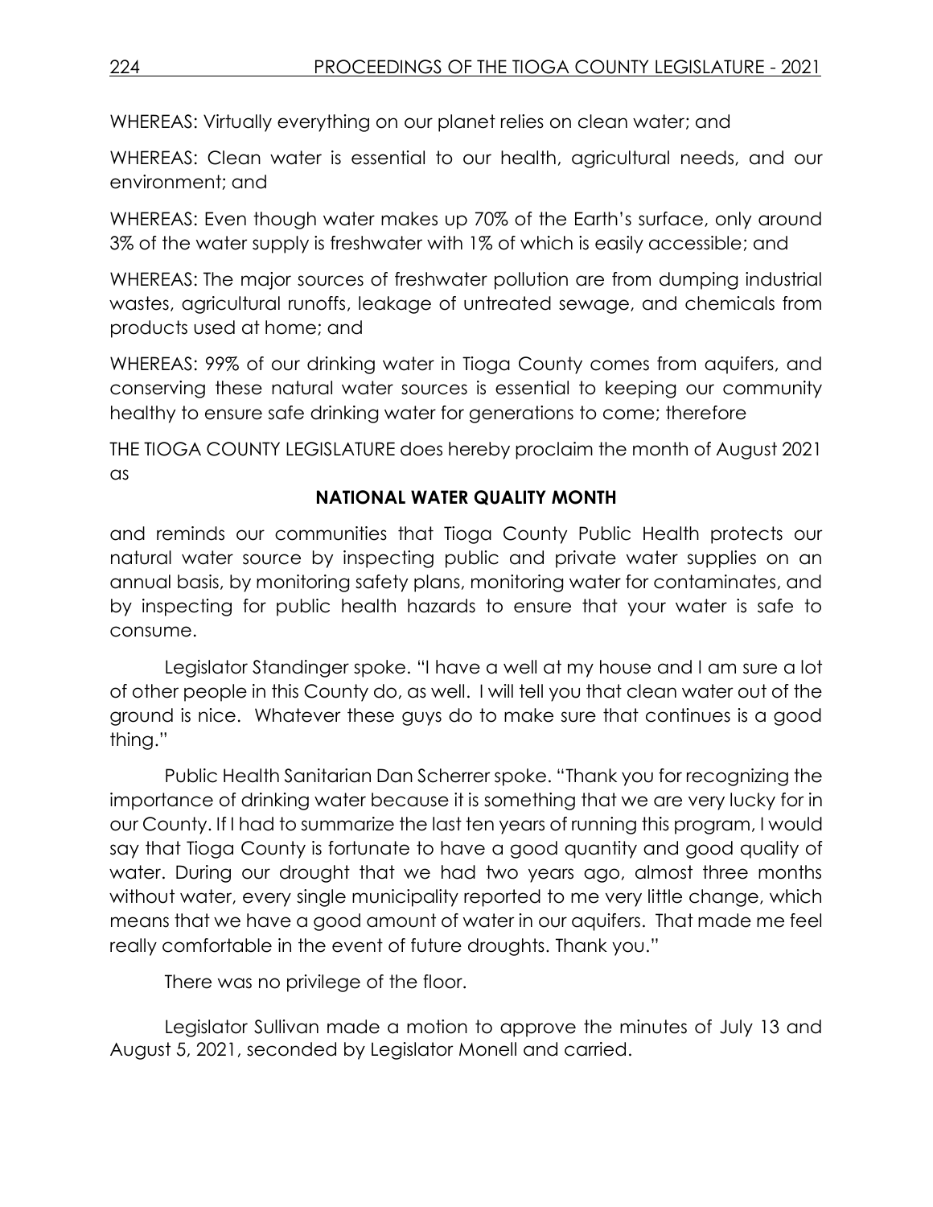WHEREAS: Virtually everything on our planet relies on clean water; and

WHEREAS: Clean water is essential to our health, agricultural needs, and our environment; and

WHEREAS: Even though water makes up 70% of the Earth's surface, only around 3% of the water supply is freshwater with 1% of which is easily accessible; and

WHEREAS: The major sources of freshwater pollution are from dumping industrial wastes, agricultural runoffs, leakage of untreated sewage, and chemicals from products used at home; and

WHEREAS: 99% of our drinking water in Tioga County comes from aquifers, and conserving these natural water sources is essential to keeping our community healthy to ensure safe drinking water for generations to come; therefore

THE TIOGA COUNTY LEGISLATURE does hereby proclaim the month of August 2021 as

**NATIONAL WATER QUALITY MONTH**

and reminds our communities that Tioga County Public Health protects our natural water source by inspecting public and private water supplies on an annual basis, by monitoring safety plans, monitoring water for contaminates, and by inspecting for public health hazards to ensure that your water is safe to consume.

Legislator Standinger spoke. "I have a well at my house and I am sure a lot of other people in this County do, as well. I will tell you that clean water out of the ground is nice. Whatever these guys do to make sure that continues is a good thing."

Public Health Sanitarian Dan Scherrer spoke. "Thank you for recognizing the importance of drinking water because it is something that we are very lucky for in our County. If I had to summarize the last ten years of running this program, I would say that Tioga County is fortunate to have a good quantity and good quality of water. During our drought that we had two years ago, almost three months without water, every single municipality reported to me very little change, which means that we have a good amount of water in our aquifers. That made me feel really comfortable in the event of future droughts. Thank you."

There was no privilege of the floor.

Legislator Sullivan made a motion to approve the minutes of July 13 and August 5, 2021, seconded by Legislator Monell and carried.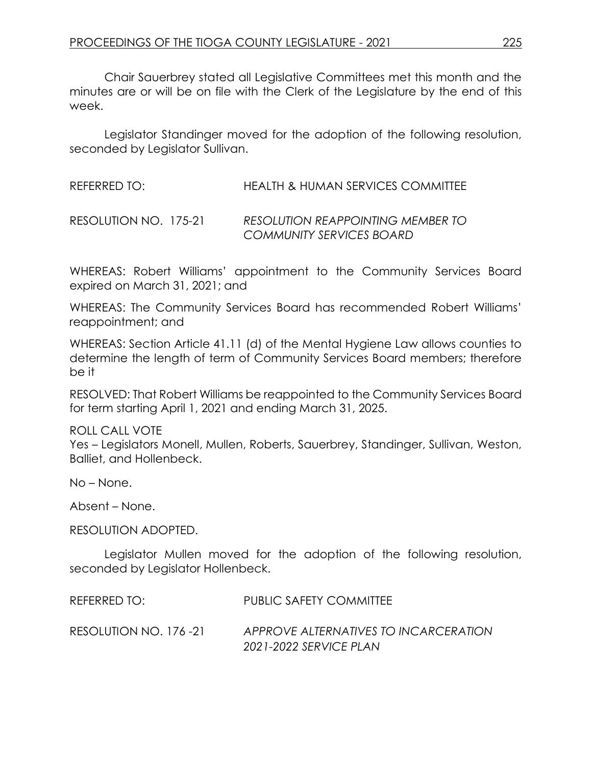Chair Sauerbrey stated all Legislative Committees met this month and the minutes are or will be on file with the Clerk of the Legislature by the end of this week.

Legislator Standinger moved for the adoption of the following resolution, seconded by Legislator Sullivan.

REFERRED TO: HEALTH & HUMAN SERVICES COMMITTEE

RESOLUTION NO. 175-21 *RESOLUTION REAPPOINTING MEMBER TO COMMUNITY SERVICES BOARD*

WHEREAS: Robert Williams' appointment to the Community Services Board expired on March 31, 2021; and

WHEREAS: The Community Services Board has recommended Robert Williams' reappointment; and

WHEREAS: Section Article 41.11 (d) of the Mental Hygiene Law allows counties to determine the length of term of Community Services Board members; therefore be it

RESOLVED: That Robert Williams be reappointed to the Community Services Board for term starting April 1, 2021 and ending March 31, 2025.

ROLL CALL VOTE
Yes – Legislators Monell, Mullen, Roberts, Sauerbrey, Standinger, Sullivan, Weston, Balliet, and Hollenbeck.

No – None.

Absent – None.

RESOLUTION ADOPTED.

Legislator Mullen moved for the adoption of the following resolution, seconded by Legislator Hollenbeck.

REFERRED TO: PUBLIC SAFETY COMMITTEE

RESOLUTION NO. 176 -21 *APPROVE ALTERNATIVES TO INCARCERATION 2021-2022 SERVICE PLAN*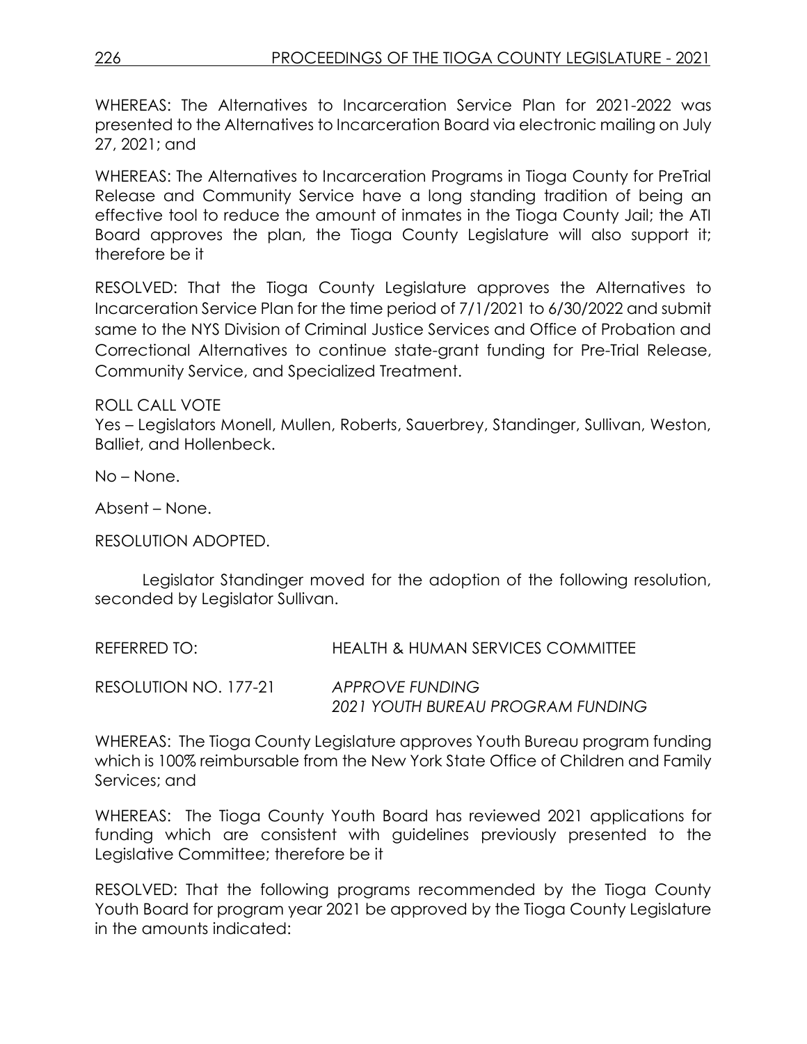WHEREAS: The Alternatives to Incarceration Service Plan for 2021-2022 was presented to the Alternatives to Incarceration Board via electronic mailing on July 27, 2021; and

WHEREAS: The Alternatives to Incarceration Programs in Tioga County for PreTrial Release and Community Service have a long standing tradition of being an effective tool to reduce the amount of inmates in the Tioga County Jail; the ATI Board approves the plan, the Tioga County Legislature will also support it; therefore be it

RESOLVED: That the Tioga County Legislature approves the Alternatives to Incarceration Service Plan for the time period of 7/1/2021 to 6/30/2022 and submit same to the NYS Division of Criminal Justice Services and Office of Probation and Correctional Alternatives to continue state-grant funding for Pre-Trial Release, Community Service, and Specialized Treatment.

ROLL CALL VOTE
Yes – Legislators Monell, Mullen, Roberts, Sauerbrey, Standinger, Sullivan, Weston, Balliet, and Hollenbeck.

No – None.

Absent – None.

RESOLUTION ADOPTED.

Legislator Standinger moved for the adoption of the following resolution, seconded by Legislator Sullivan.

REFERRED TO: HEALTH & HUMAN SERVICES COMMITTEE

RESOLUTION NO. 177-21 *APPROVE FUNDING*
*2021 YOUTH BUREAU PROGRAM FUNDING*

WHEREAS: The Tioga County Legislature approves Youth Bureau program funding which is 100% reimbursable from the New York State Office of Children and Family Services; and

WHEREAS: The Tioga County Youth Board has reviewed 2021 applications for funding which are consistent with guidelines previously presented to the Legislative Committee; therefore be it

RESOLVED: That the following programs recommended by the Tioga County Youth Board for program year 2021 be approved by the Tioga County Legislature in the amounts indicated: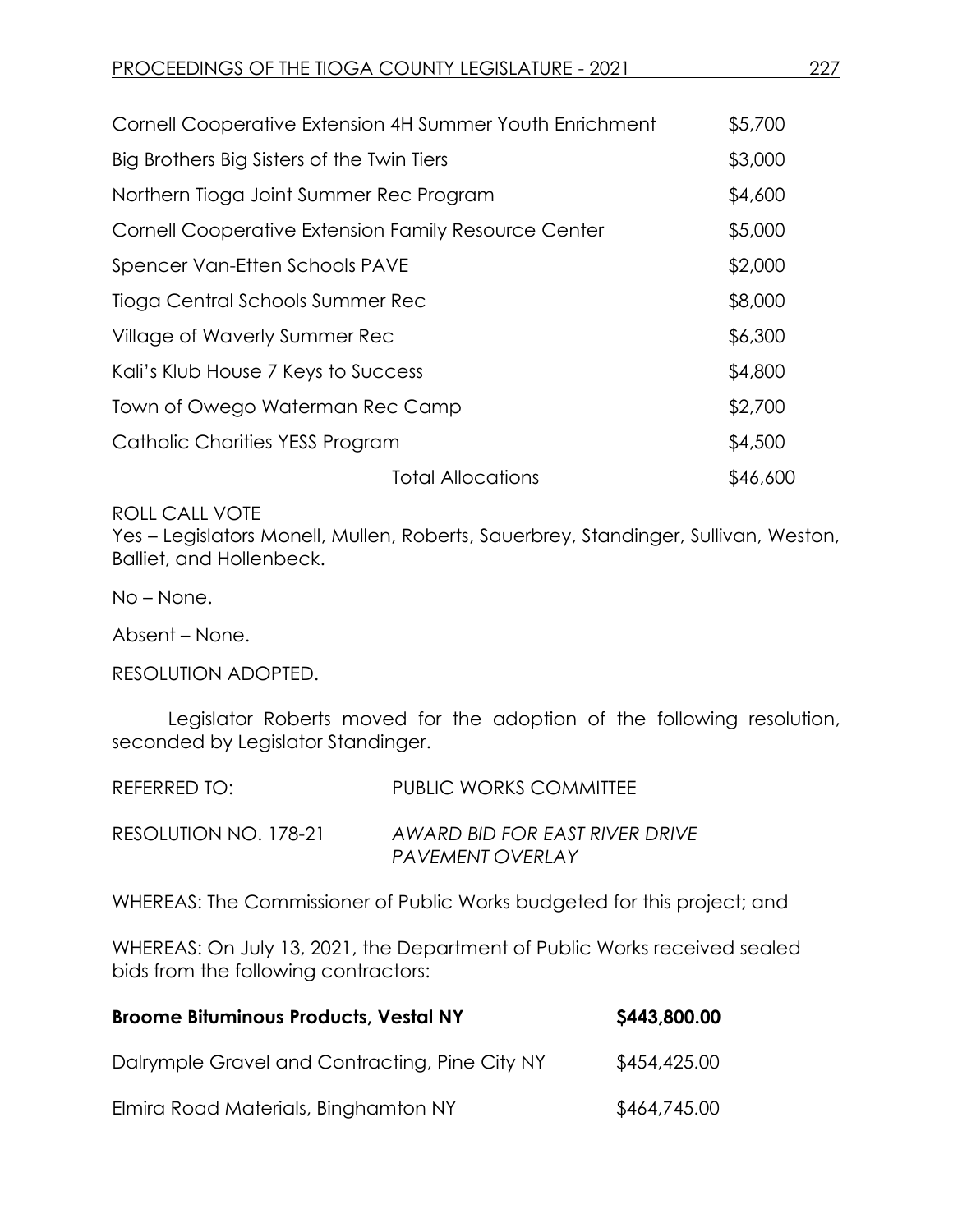| | |
|---|---|
| Cornell Cooperative Extension 4H Summer Youth Enrichment | $5,700 |
| Big Brothers Big Sisters of the Twin Tiers | $3,000 |
| Northern Tioga Joint Summer Rec Program | $4,600 |
| Cornell Cooperative Extension Family Resource Center | $5,000 |
| Spencer Van-Etten Schools PAVE | $2,000 |
| Tioga Central Schools Summer Rec | $8,000 |
| Village of Waverly Summer Rec | $6,300 |
| Kali's Klub House 7 Keys to Success | $4,800 |
| Town of Owego Waterman Rec Camp | $2,700 |
| Catholic Charities YESS Program | $4,500 |
| Total Allocations | $46,600 |

ROLL CALL VOTE
Yes – Legislators Monell, Mullen, Roberts, Sauerbrey, Standinger, Sullivan, Weston, Balliet, and Hollenbeck.

No – None.

Absent – None.

RESOLUTION ADOPTED.

Legislator Roberts moved for the adoption of the following resolution, seconded by Legislator Standinger.

REFERRED TO: PUBLIC WORKS COMMITTEE

RESOLUTION NO. 178-21 *AWARD BID FOR EAST RIVER DRIVE PAVEMENT OVERLAY*

WHEREAS: The Commissioner of Public Works budgeted for this project; and

WHEREAS: On July 13, 2021, the Department of Public Works received sealed bids from the following contractors:

| | |
|---|---|
| **Broome Bituminous Products, Vestal NY** | **$443,800.00** |
| Dalrymple Gravel and Contracting, Pine City NY | $454,425.00 |
| Elmira Road Materials, Binghamton NY | $464,745.00 |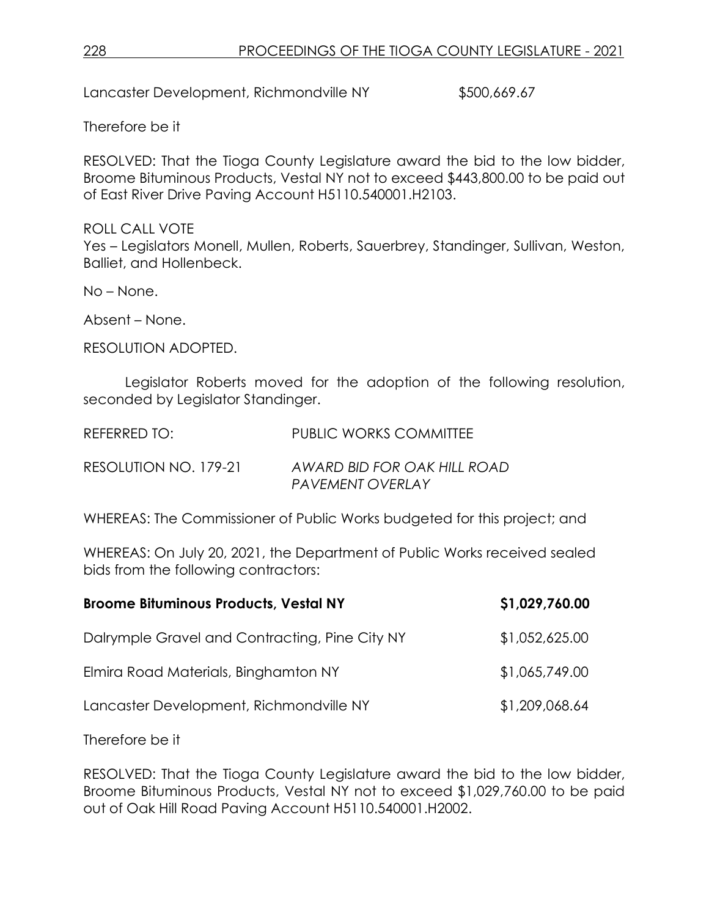Lancaster Development, Richmondville NY $500,669.67

Therefore be it

RESOLVED: That the Tioga County Legislature award the bid to the low bidder, Broome Bituminous Products, Vestal NY not to exceed $443,800.00 to be paid out of East River Drive Paving Account H5110.540001.H2103.

ROLL CALL VOTE
Yes – Legislators Monell, Mullen, Roberts, Sauerbrey, Standinger, Sullivan, Weston, Balliet, and Hollenbeck.

No – None.

Absent – None.

RESOLUTION ADOPTED.

Legislator Roberts moved for the adoption of the following resolution, seconded by Legislator Standinger.

REFERRED TO: PUBLIC WORKS COMMITTEE

RESOLUTION NO. 179-21 *AWARD BID FOR OAK HILL ROAD PAVEMENT OVERLAY*

WHEREAS: The Commissioner of Public Works budgeted for this project; and

WHEREAS: On July 20, 2021, the Department of Public Works received sealed bids from the following contractors:

| | |
|---|---|
| **Broome Bituminous Products, Vestal NY** | **$1,029,760.00** |
| Dalrymple Gravel and Contracting, Pine City NY | $1,052,625.00 |
| Elmira Road Materials, Binghamton NY | $1,065,749.00 |
| Lancaster Development, Richmondville NY | $1,209,068.64 |

Therefore be it

RESOLVED: That the Tioga County Legislature award the bid to the low bidder, Broome Bituminous Products, Vestal NY not to exceed $1,029,760.00 to be paid out of Oak Hill Road Paving Account H5110.540001.H2002.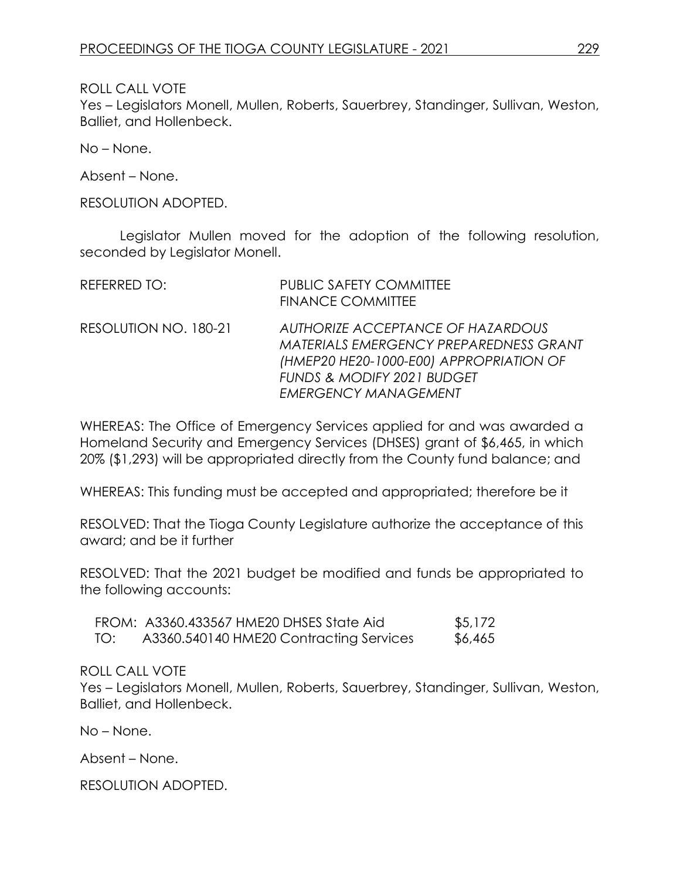ROLL CALL VOTE
Yes – Legislators Monell, Mullen, Roberts, Sauerbrey, Standinger, Sullivan, Weston, Balliet, and Hollenbeck.

No – None.

Absent – None.

RESOLUTION ADOPTED.

Legislator Mullen moved for the adoption of the following resolution, seconded by Legislator Monell.

REFERRED TO: PUBLIC SAFETY COMMITTEE
FINANCE COMMITTEE

RESOLUTION NO. 180-21 *AUTHORIZE ACCEPTANCE OF HAZARDOUS MATERIALS EMERGENCY PREPAREDNESS GRANT (HMEP20 HE20-1000-E00) APPROPRIATION OF FUNDS & MODIFY 2021 BUDGET EMERGENCY MANAGEMENT*

WHEREAS: The Office of Emergency Services applied for and was awarded a Homeland Security and Emergency Services (DHSES) grant of $6,465, in which 20% ($1,293) will be appropriated directly from the County fund balance; and

WHEREAS: This funding must be accepted and appropriated; therefore be it

RESOLVED: That the Tioga County Legislature authorize the acceptance of this award; and be it further

RESOLVED: That the 2021 budget be modified and funds be appropriated to the following accounts:

| | | |
|---|---|---|
| FROM: | A3360.433567 HME20 DHSES State Aid | $5,172 |
| TO: | A3360.540140 HME20 Contracting Services | $6,465 |

ROLL CALL VOTE
Yes – Legislators Monell, Mullen, Roberts, Sauerbrey, Standinger, Sullivan, Weston, Balliet, and Hollenbeck.

No – None.

Absent – None.

RESOLUTION ADOPTED.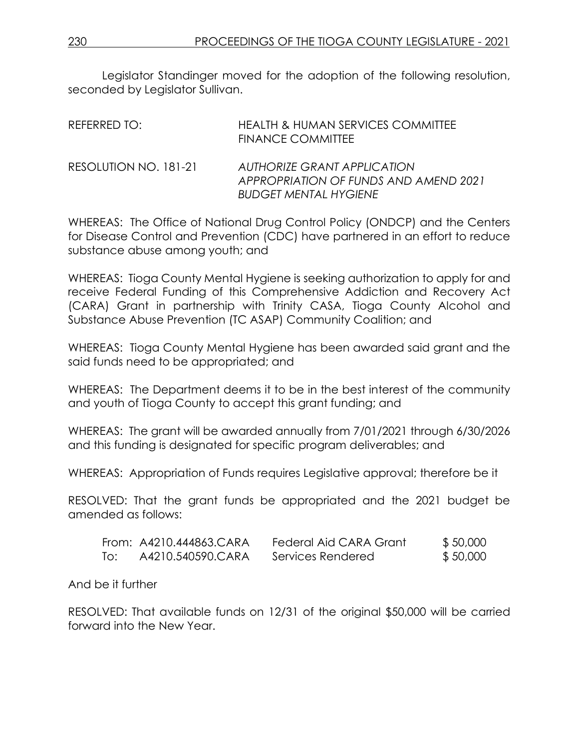Legislator Standinger moved for the adoption of the following resolution, seconded by Legislator Sullivan.

REFERRED TO: HEALTH & HUMAN SERVICES COMMITTEE
FINANCE COMMITTEE

RESOLUTION NO. 181-21 *AUTHORIZE GRANT APPLICATION APPROPRIATION OF FUNDS AND AMEND 2021 BUDGET MENTAL HYGIENE*

WHEREAS: The Office of National Drug Control Policy (ONDCP) and the Centers for Disease Control and Prevention (CDC) have partnered in an effort to reduce substance abuse among youth; and

WHEREAS: Tioga County Mental Hygiene is seeking authorization to apply for and receive Federal Funding of this Comprehensive Addiction and Recovery Act (CARA) Grant in partnership with Trinity CASA, Tioga County Alcohol and Substance Abuse Prevention (TC ASAP) Community Coalition; and

WHEREAS: Tioga County Mental Hygiene has been awarded said grant and the said funds need to be appropriated; and

WHEREAS: The Department deems it to be in the best interest of the community and youth of Tioga County to accept this grant funding; and

WHEREAS: The grant will be awarded annually from 7/01/2021 through 6/30/2026 and this funding is designated for specific program deliverables; and

WHEREAS: Appropriation of Funds requires Legislative approval; therefore be it

RESOLVED: That the grant funds be appropriated and the 2021 budget be amended as follows:

| | | | |
|---|---|---|---|
| From: | A4210.444863.CARA | Federal Aid CARA Grant | $ 50,000 |
| To: | A4210.540590.CARA | Services Rendered | $ 50,000 |

And be it further

RESOLVED: That available funds on 12/31 of the original $50,000 will be carried forward into the New Year.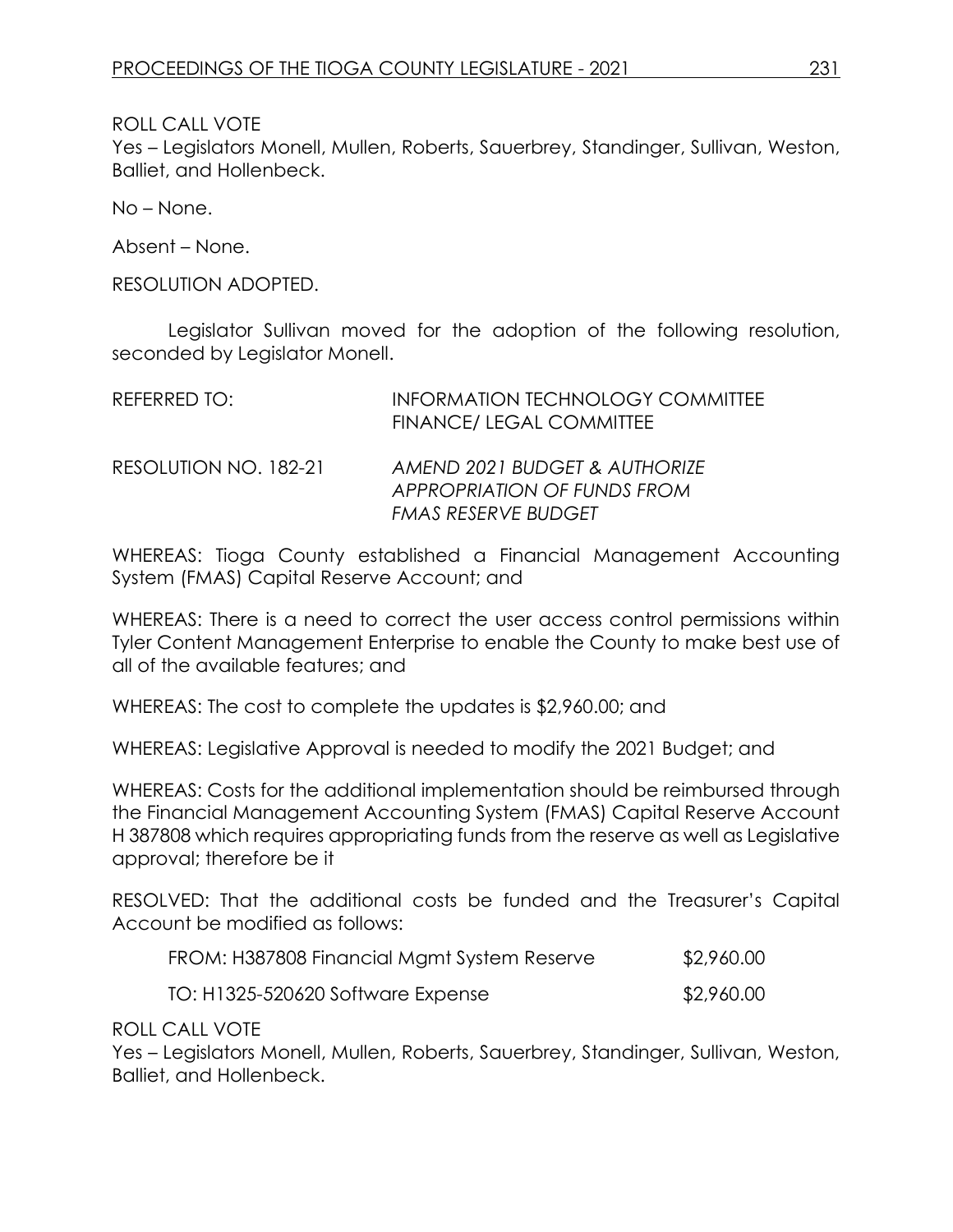ROLL CALL VOTE
Yes – Legislators Monell, Mullen, Roberts, Sauerbrey, Standinger, Sullivan, Weston, Balliet, and Hollenbeck.

No – None.

Absent – None.

RESOLUTION ADOPTED.

Legislator Sullivan moved for the adoption of the following resolution, seconded by Legislator Monell.

| | |
|---|---|
| REFERRED TO: | INFORMATION TECHNOLOGY COMMITTEE FINANCE/ LEGAL COMMITTEE |
| RESOLUTION NO. 182-21 | *AMEND 2021 BUDGET & AUTHORIZE APPROPRIATION OF FUNDS FROM FMAS RESERVE BUDGET* |

WHEREAS: Tioga County established a Financial Management Accounting System (FMAS) Capital Reserve Account; and

WHEREAS: There is a need to correct the user access control permissions within Tyler Content Management Enterprise to enable the County to make best use of all of the available features; and

WHEREAS: The cost to complete the updates is $2,960.00; and

WHEREAS: Legislative Approval is needed to modify the 2021 Budget; and

WHEREAS: Costs for the additional implementation should be reimbursed through the Financial Management Accounting System (FMAS) Capital Reserve Account H 387808 which requires appropriating funds from the reserve as well as Legislative approval; therefore be it

RESOLVED: That the additional costs be funded and the Treasurer's Capital Account be modified as follows:

| | |
|---|---|
| FROM: H387808 Financial Mgmt System Reserve | $2,960.00 |
| TO: H1325-520620 Software Expense | $2,960.00 |

ROLL CALL VOTE
Yes – Legislators Monell, Mullen, Roberts, Sauerbrey, Standinger, Sullivan, Weston, Balliet, and Hollenbeck.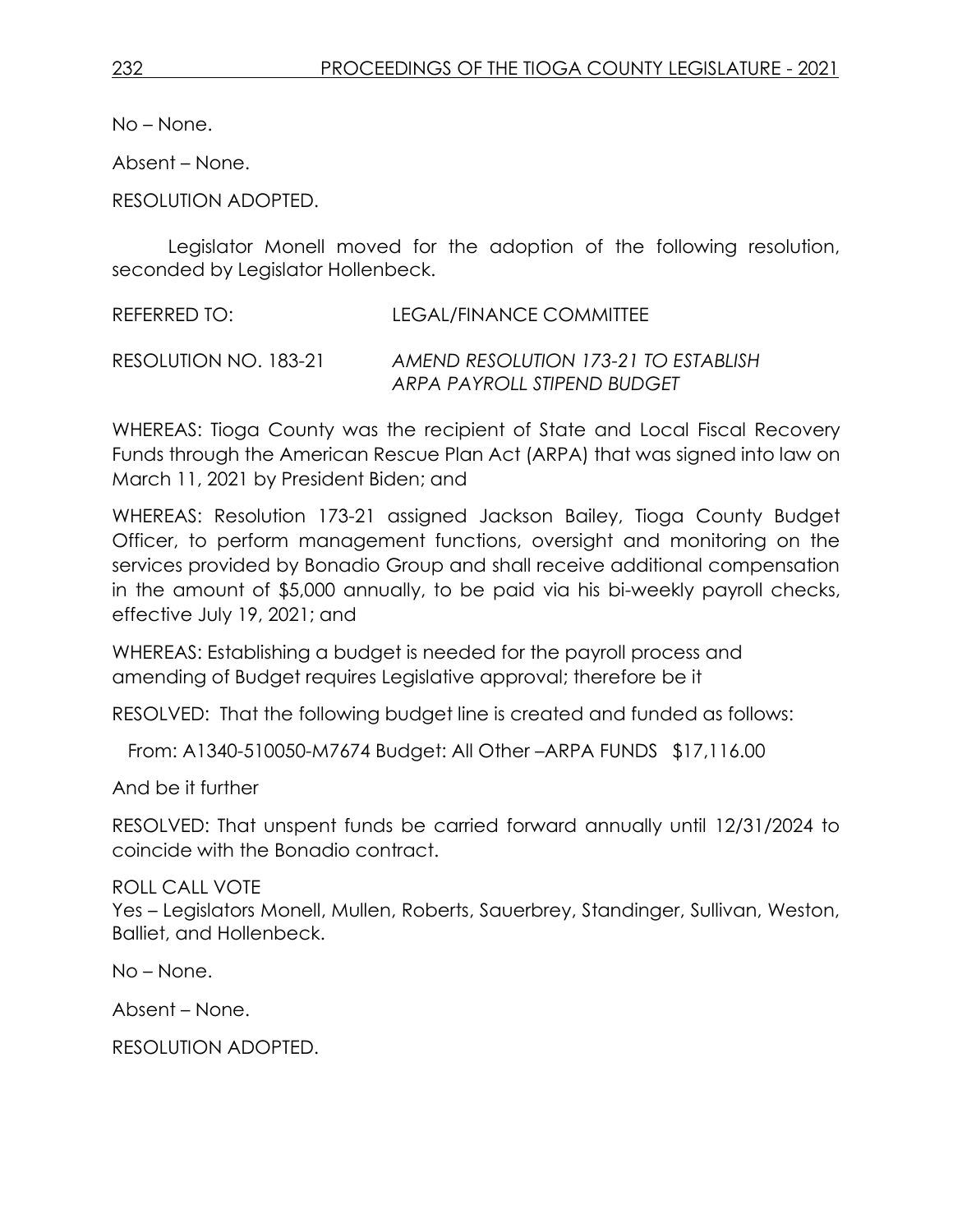No – None.

Absent – None.

RESOLUTION ADOPTED.

Legislator Monell moved for the adoption of the following resolution, seconded by Legislator Hollenbeck.

| | |
|---|---|
| REFERRED TO: | LEGAL/FINANCE COMMITTEE |
| RESOLUTION NO. 183-21 | *AMEND RESOLUTION 173-21 TO ESTABLISH ARPA PAYROLL STIPEND BUDGET* |

WHEREAS: Tioga County was the recipient of State and Local Fiscal Recovery Funds through the American Rescue Plan Act (ARPA) that was signed into law on March 11, 2021 by President Biden; and

WHEREAS: Resolution 173-21 assigned Jackson Bailey, Tioga County Budget Officer, to perform management functions, oversight and monitoring on the services provided by Bonadio Group and shall receive additional compensation in the amount of $5,000 annually, to be paid via his bi-weekly payroll checks, effective July 19, 2021; and

WHEREAS: Establishing a budget is needed for the payroll process and amending of Budget requires Legislative approval; therefore be it

RESOLVED: That the following budget line is created and funded as follows:

From: A1340-510050-M7674 Budget: All Other –ARPA FUNDS $17,116.00

And be it further

RESOLVED: That unspent funds be carried forward annually until 12/31/2024 to coincide with the Bonadio contract.

ROLL CALL VOTE
Yes – Legislators Monell, Mullen, Roberts, Sauerbrey, Standinger, Sullivan, Weston, Balliet, and Hollenbeck.

No – None.

Absent – None.

RESOLUTION ADOPTED.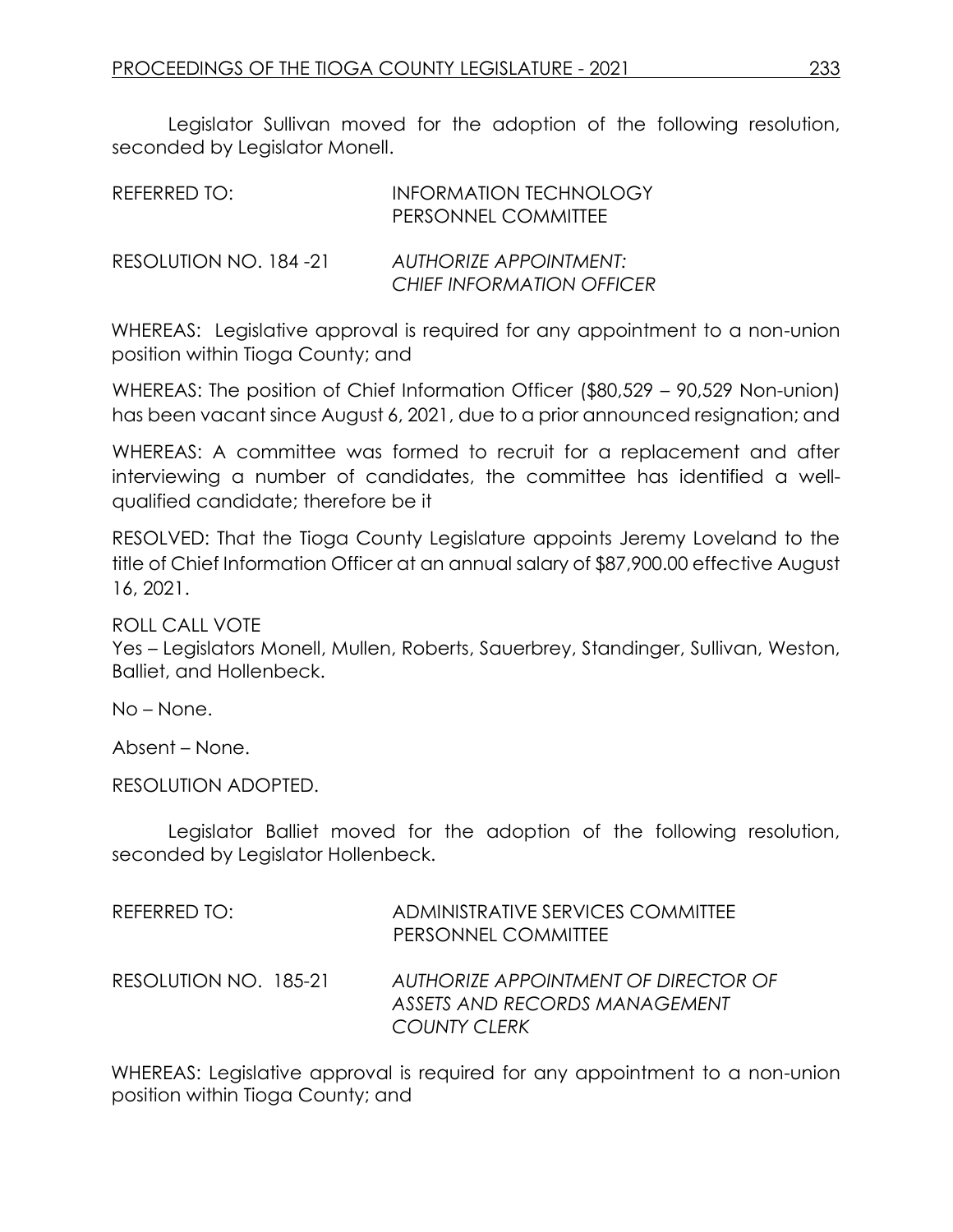Legislator Sullivan moved for the adoption of the following resolution, seconded by Legislator Monell.

REFERRED TO: INFORMATION TECHNOLOGY
PERSONNEL COMMITTEE

RESOLUTION NO. 184 -21 *AUTHORIZE APPOINTMENT: CHIEF INFORMATION OFFICER*

WHEREAS: Legislative approval is required for any appointment to a non-union position within Tioga County; and

WHEREAS: The position of Chief Information Officer ($80,529 – 90,529 Non-union) has been vacant since August 6, 2021, due to a prior announced resignation; and

WHEREAS: A committee was formed to recruit for a replacement and after interviewing a number of candidates, the committee has identified a well-qualified candidate; therefore be it

RESOLVED: That the Tioga County Legislature appoints Jeremy Loveland to the title of Chief Information Officer at an annual salary of $87,900.00 effective August 16, 2021.

ROLL CALL VOTE
Yes – Legislators Monell, Mullen, Roberts, Sauerbrey, Standinger, Sullivan, Weston, Balliet, and Hollenbeck.

No – None.

Absent – None.

RESOLUTION ADOPTED.

Legislator Balliet moved for the adoption of the following resolution, seconded by Legislator Hollenbeck.

REFERRED TO: ADMINISTRATIVE SERVICES COMMITTEE
PERSONNEL COMMITTEE

RESOLUTION NO. 185-21 *AUTHORIZE APPOINTMENT OF DIRECTOR OF ASSETS AND RECORDS MANAGEMENT COUNTY CLERK*

WHEREAS: Legislative approval is required for any appointment to a non-union position within Tioga County; and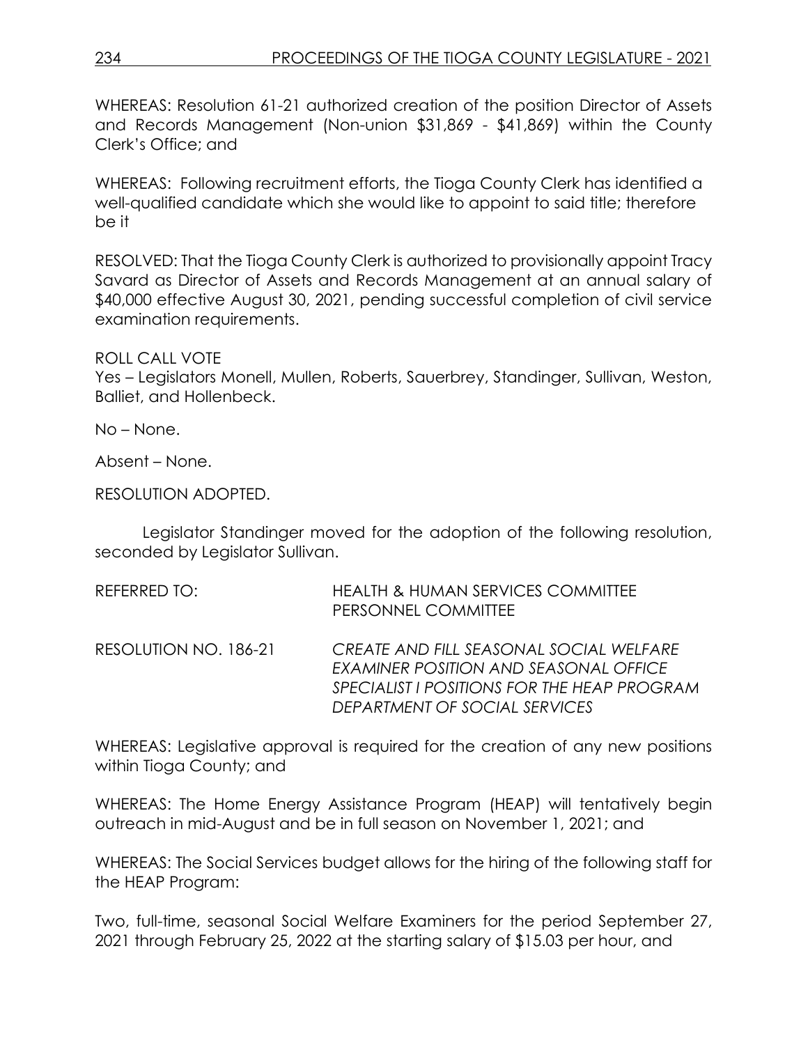WHEREAS: Resolution 61-21 authorized creation of the position Director of Assets and Records Management (Non-union $31,869 - $41,869) within the County Clerk's Office; and

WHEREAS: Following recruitment efforts, the Tioga County Clerk has identified a well-qualified candidate which she would like to appoint to said title; therefore be it

RESOLVED: That the Tioga County Clerk is authorized to provisionally appoint Tracy Savard as Director of Assets and Records Management at an annual salary of $40,000 effective August 30, 2021, pending successful completion of civil service examination requirements.

ROLL CALL VOTE
Yes – Legislators Monell, Mullen, Roberts, Sauerbrey, Standinger, Sullivan, Weston, Balliet, and Hollenbeck.

No – None.

Absent – None.

RESOLUTION ADOPTED.

Legislator Standinger moved for the adoption of the following resolution, seconded by Legislator Sullivan.

REFERRED TO: HEALTH & HUMAN SERVICES COMMITTEE
PERSONNEL COMMITTEE

RESOLUTION NO. 186-21 *CREATE AND FILL SEASONAL SOCIAL WELFARE EXAMINER POSITION AND SEASONAL OFFICE SPECIALIST I POSITIONS FOR THE HEAP PROGRAM DEPARTMENT OF SOCIAL SERVICES*

WHEREAS: Legislative approval is required for the creation of any new positions within Tioga County; and

WHEREAS: The Home Energy Assistance Program (HEAP) will tentatively begin outreach in mid-August and be in full season on November 1, 2021; and

WHEREAS: The Social Services budget allows for the hiring of the following staff for the HEAP Program:

Two, full-time, seasonal Social Welfare Examiners for the period September 27, 2021 through February 25, 2022 at the starting salary of $15.03 per hour, and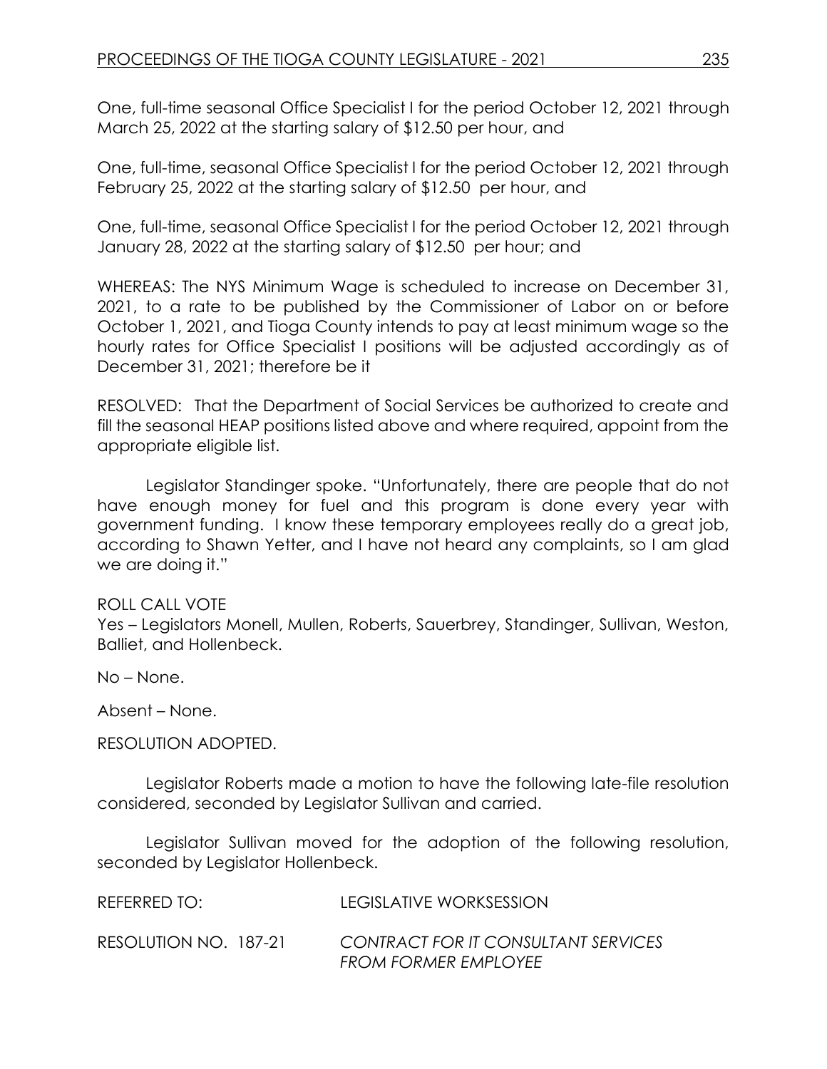One, full-time seasonal Office Specialist I for the period October 12, 2021 through March 25, 2022 at the starting salary of $12.50 per hour, and

One, full-time, seasonal Office Specialist I for the period October 12, 2021 through February 25, 2022 at the starting salary of $12.50 per hour, and

One, full-time, seasonal Office Specialist I for the period October 12, 2021 through January 28, 2022 at the starting salary of $12.50 per hour; and

WHEREAS: The NYS Minimum Wage is scheduled to increase on December 31, 2021, to a rate to be published by the Commissioner of Labor on or before October 1, 2021, and Tioga County intends to pay at least minimum wage so the hourly rates for Office Specialist I positions will be adjusted accordingly as of December 31, 2021; therefore be it

RESOLVED: That the Department of Social Services be authorized to create and fill the seasonal HEAP positions listed above and where required, appoint from the appropriate eligible list.

Legislator Standinger spoke. "Unfortunately, there are people that do not have enough money for fuel and this program is done every year with government funding. I know these temporary employees really do a great job, according to Shawn Yetter, and I have not heard any complaints, so I am glad we are doing it."

ROLL CALL VOTE
Yes – Legislators Monell, Mullen, Roberts, Sauerbrey, Standinger, Sullivan, Weston, Balliet, and Hollenbeck.

No – None.

Absent – None.

RESOLUTION ADOPTED.

Legislator Roberts made a motion to have the following late-file resolution considered, seconded by Legislator Sullivan and carried.

Legislator Sullivan moved for the adoption of the following resolution, seconded by Legislator Hollenbeck.

REFERRED TO: LEGISLATIVE WORKSESSION

RESOLUTION NO. 187-21 *CONTRACT FOR IT CONSULTANT SERVICES FROM FORMER EMPLOYEE*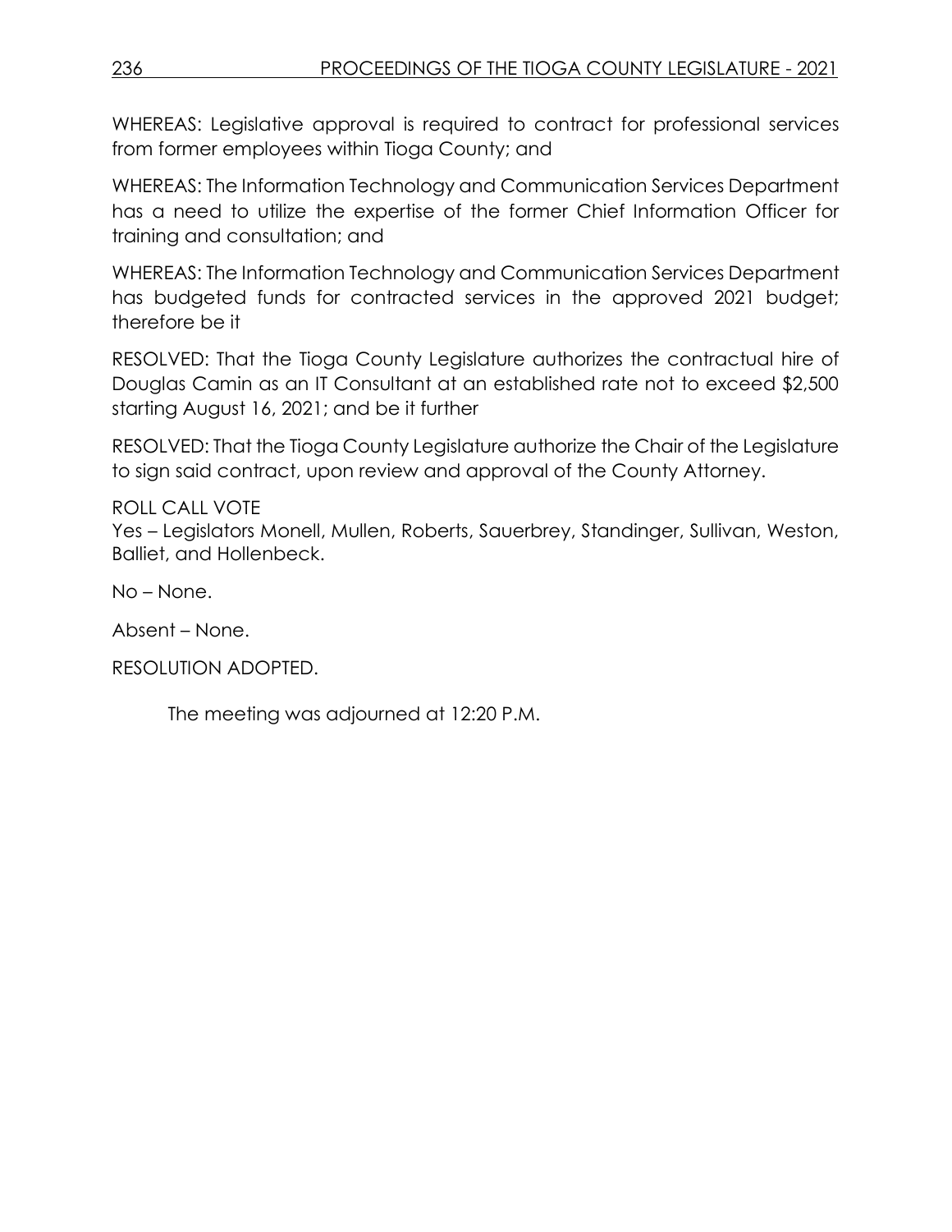WHEREAS: Legislative approval is required to contract for professional services from former employees within Tioga County; and

WHEREAS: The Information Technology and Communication Services Department has a need to utilize the expertise of the former Chief Information Officer for training and consultation; and

WHEREAS: The Information Technology and Communication Services Department has budgeted funds for contracted services in the approved 2021 budget; therefore be it

RESOLVED: That the Tioga County Legislature authorizes the contractual hire of Douglas Camin as an IT Consultant at an established rate not to exceed $2,500 starting August 16, 2021; and be it further

RESOLVED: That the Tioga County Legislature authorize the Chair of the Legislature to sign said contract, upon review and approval of the County Attorney.

ROLL CALL VOTE
Yes – Legislators Monell, Mullen, Roberts, Sauerbrey, Standinger, Sullivan, Weston, Balliet, and Hollenbeck.

No – None.

Absent – None.

RESOLUTION ADOPTED.

The meeting was adjourned at 12:20 P.M.